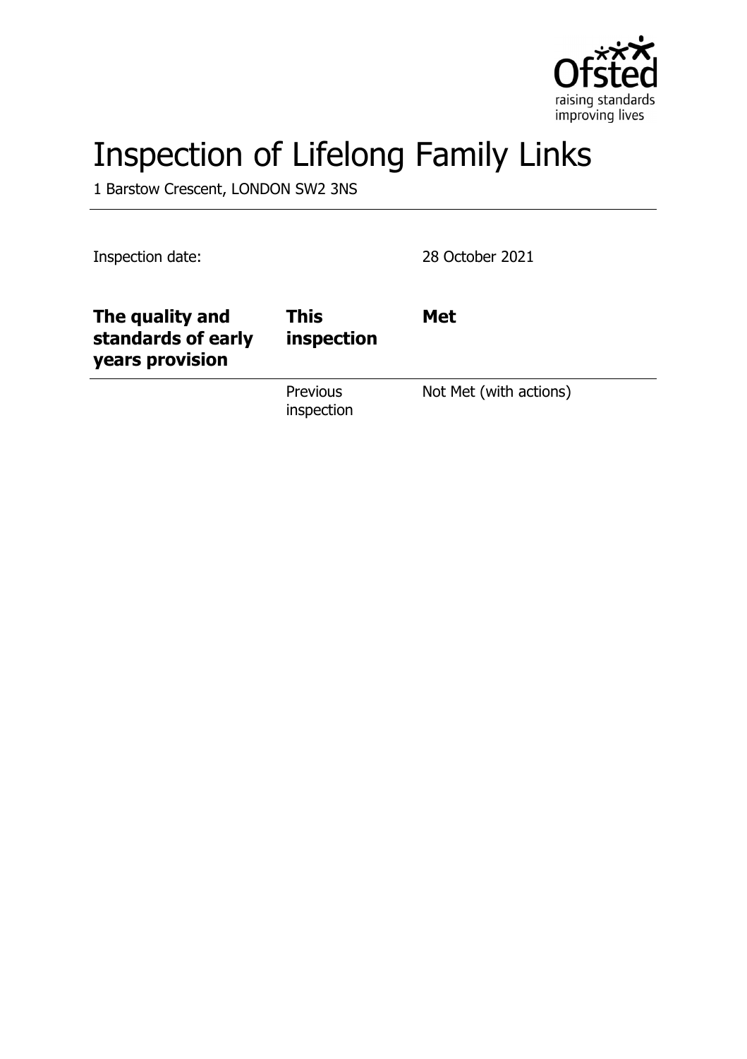# Inspection of Lifelong Family Links

1 Barstow Crescent, LONDON SW2 3NS

| Inspection date: | | 28 October 2021 |
|---|---|---|
| **The quality and standards of early years provision** | **This inspection** | **Met** |
| | Previous inspection | Not Met (with actions) |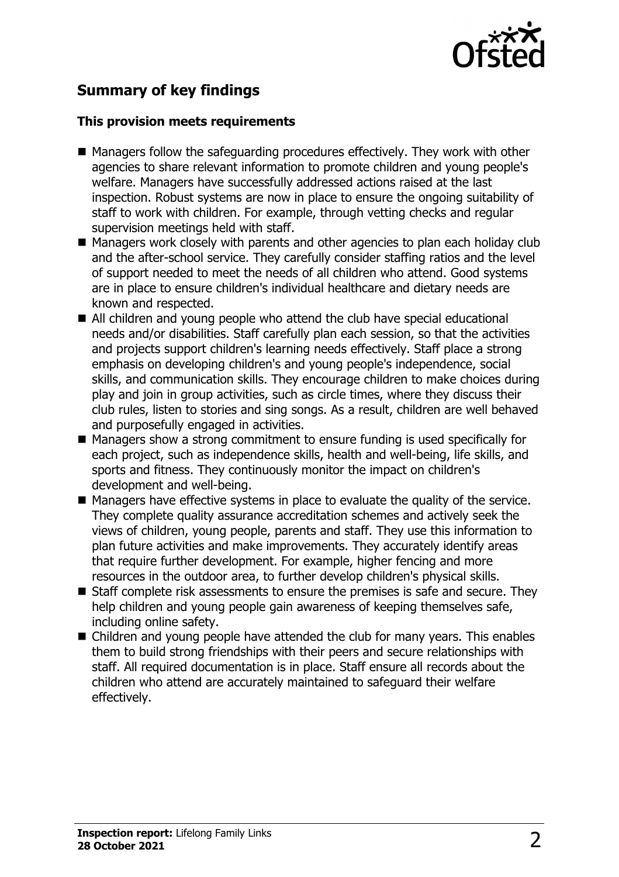## Summary of key findings

### This provision meets requirements

- Managers follow the safeguarding procedures effectively. They work with other agencies to share relevant information to promote children and young people's welfare. Managers have successfully addressed actions raised at the last inspection. Robust systems are now in place to ensure the ongoing suitability of staff to work with children. For example, through vetting checks and regular supervision meetings held with staff.
- Managers work closely with parents and other agencies to plan each holiday club and the after-school service. They carefully consider staffing ratios and the level of support needed to meet the needs of all children who attend. Good systems are in place to ensure children's individual healthcare and dietary needs are known and respected.
- All children and young people who attend the club have special educational needs and/or disabilities. Staff carefully plan each session, so that the activities and projects support children's learning needs effectively. Staff place a strong emphasis on developing children's and young people's independence, social skills, and communication skills. They encourage children to make choices during play and join in group activities, such as circle times, where they discuss their club rules, listen to stories and sing songs. As a result, children are well behaved and purposefully engaged in activities.
- Managers show a strong commitment to ensure funding is used specifically for each project, such as independence skills, health and well-being, life skills, and sports and fitness. They continuously monitor the impact on children's development and well-being.
- Managers have effective systems in place to evaluate the quality of the service. They complete quality assurance accreditation schemes and actively seek the views of children, young people, parents and staff. They use this information to plan future activities and make improvements. They accurately identify areas that require further development. For example, higher fencing and more resources in the outdoor area, to further develop children's physical skills.
- Staff complete risk assessments to ensure the premises is safe and secure. They help children and young people gain awareness of keeping themselves safe, including online safety.
- Children and young people have attended the club for many years. This enables them to build strong friendships with their peers and secure relationships with staff. All required documentation is in place. Staff ensure all records about the children who attend are accurately maintained to safeguard their welfare effectively.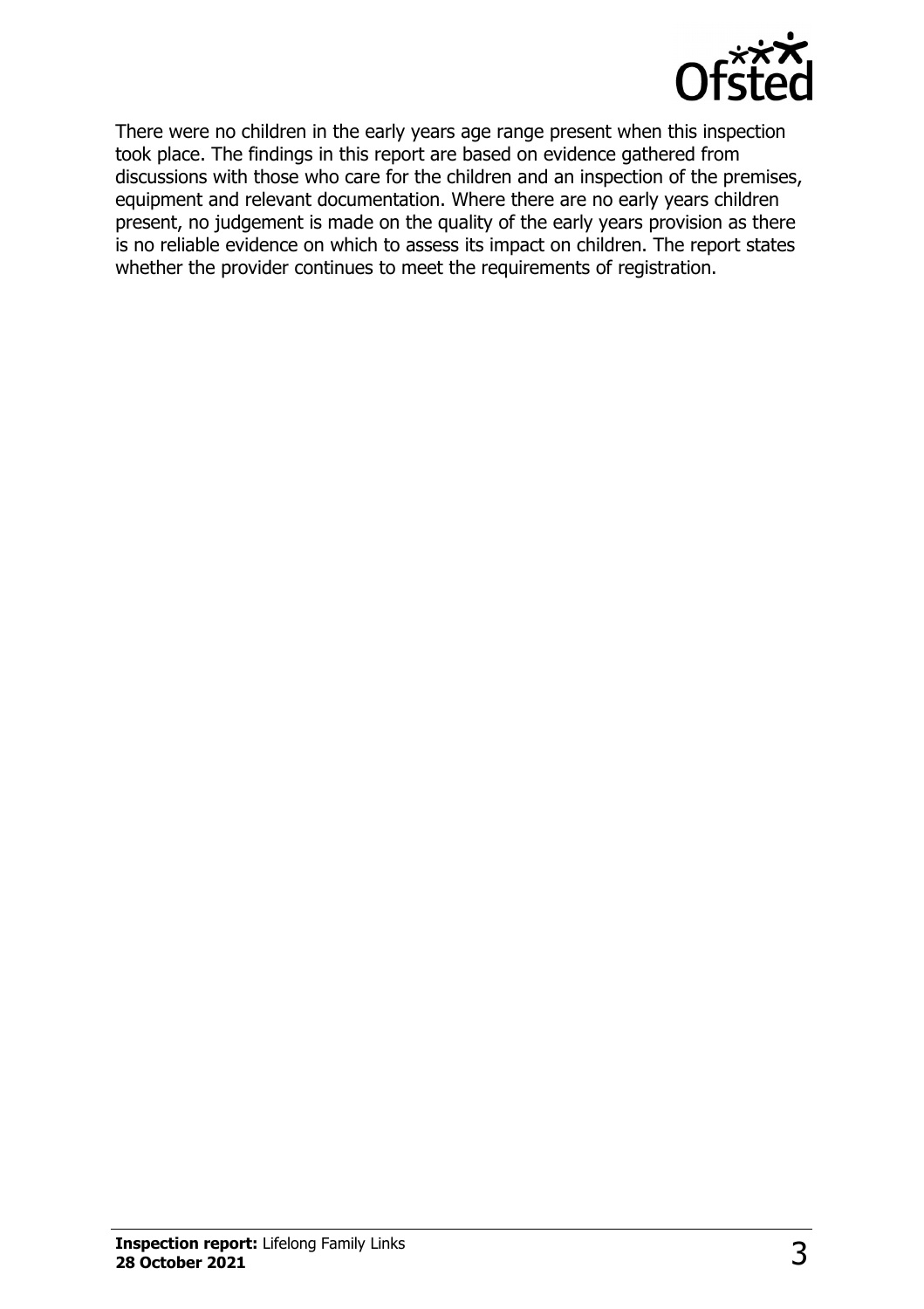There were no children in the early years age range present when this inspection took place. The findings in this report are based on evidence gathered from discussions with those who care for the children and an inspection of the premises, equipment and relevant documentation. Where there are no early years children present, no judgement is made on the quality of the early years provision as there is no reliable evidence on which to assess its impact on children. The report states whether the provider continues to meet the requirements of registration.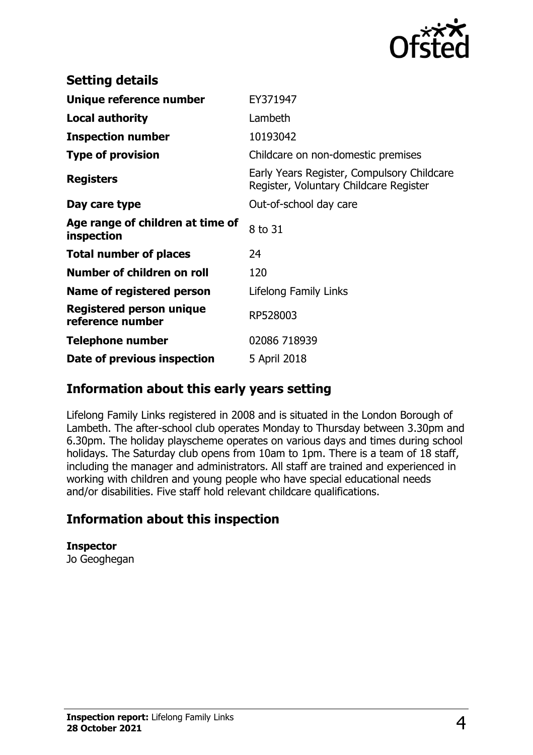## Setting details

| | |
|---|---|
| **Unique reference number** | EY371947 |
| **Local authority** | Lambeth |
| **Inspection number** | 10193042 |
| **Type of provision** | Childcare on non-domestic premises |
| **Registers** | Early Years Register, Compulsory Childcare Register, Voluntary Childcare Register |
| **Day care type** | Out-of-school day care |
| **Age range of children at time of inspection** | 8 to 31 |
| **Total number of places** | 24 |
| **Number of children on roll** | 120 |
| **Name of registered person** | Lifelong Family Links |
| **Registered person unique reference number** | RP528003 |
| **Telephone number** | 02086 718939 |
| **Date of previous inspection** | 5 April 2018 |

## Information about this early years setting

Lifelong Family Links registered in 2008 and is situated in the London Borough of Lambeth. The after-school club operates Monday to Thursday between 3.30pm and 6.30pm. The holiday playscheme operates on various days and times during school holidays. The Saturday club opens from 10am to 1pm. There is a team of 18 staff, including the manager and administrators. All staff are trained and experienced in working with children and young people who have special educational needs and/or disabilities. Five staff hold relevant childcare qualifications.

## Information about this inspection

**Inspector**
Jo Geoghegan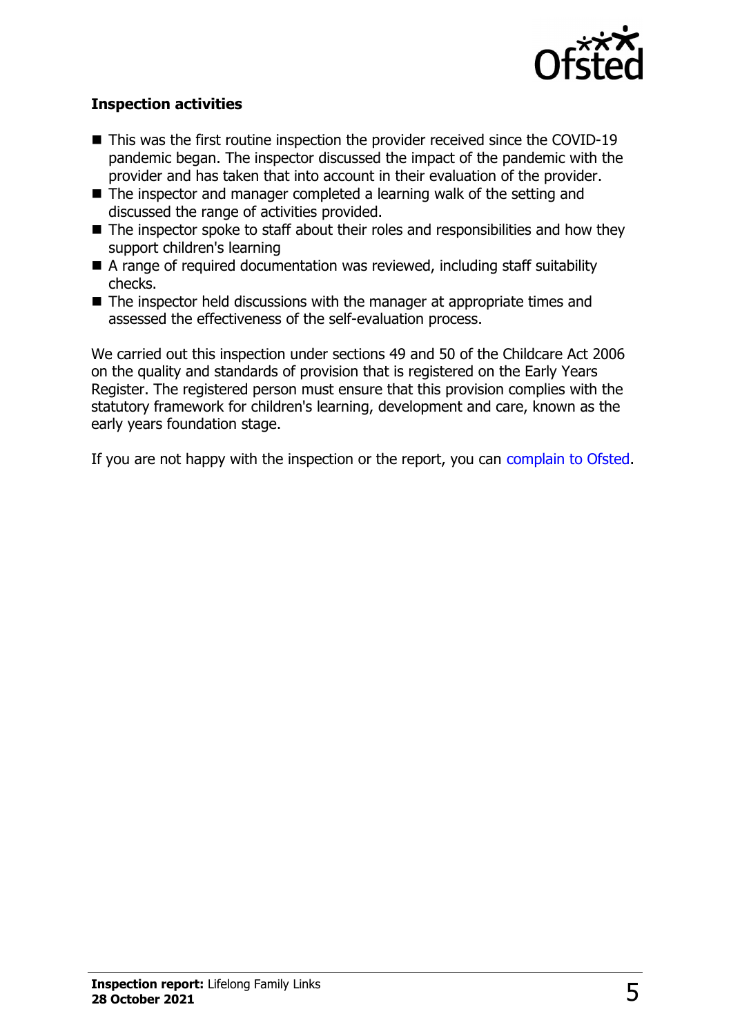**Inspection activities**

- This was the first routine inspection the provider received since the COVID-19 pandemic began. The inspector discussed the impact of the pandemic with the provider and has taken that into account in their evaluation of the provider.
- The inspector and manager completed a learning walk of the setting and discussed the range of activities provided.
- The inspector spoke to staff about their roles and responsibilities and how they support children's learning
- A range of required documentation was reviewed, including staff suitability checks.
- The inspector held discussions with the manager at appropriate times and assessed the effectiveness of the self-evaluation process.

We carried out this inspection under sections 49 and 50 of the Childcare Act 2006 on the quality and standards of provision that is registered on the Early Years Register. The registered person must ensure that this provision complies with the statutory framework for children's learning, development and care, known as the early years foundation stage.

If you are not happy with the inspection or the report, you can complain to Ofsted.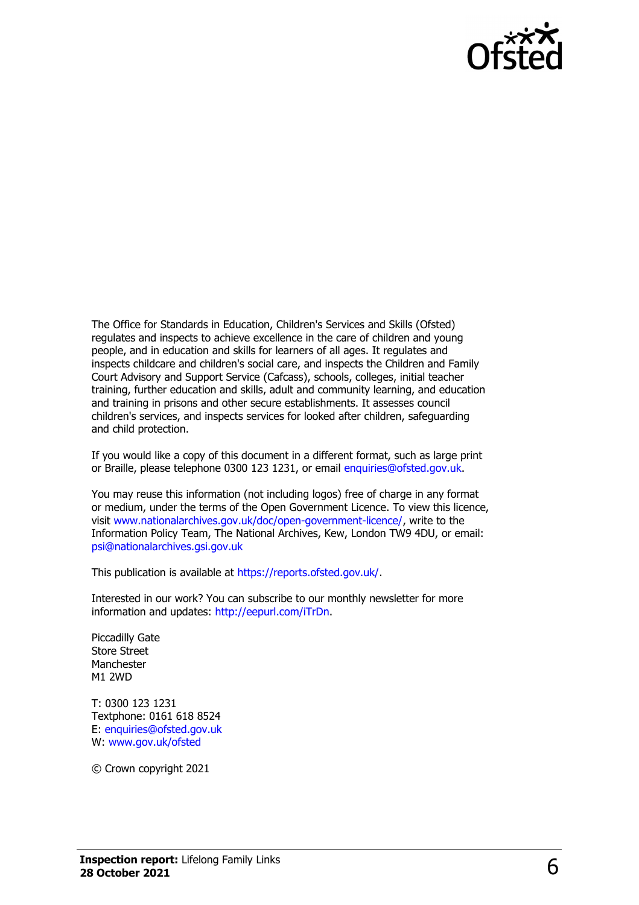The Office for Standards in Education, Children's Services and Skills (Ofsted) regulates and inspects to achieve excellence in the care of children and young people, and in education and skills for learners of all ages. It regulates and inspects childcare and children's social care, and inspects the Children and Family Court Advisory and Support Service (Cafcass), schools, colleges, initial teacher training, further education and skills, adult and community learning, and education and training in prisons and other secure establishments. It assesses council children's services, and inspects services for looked after children, safeguarding and child protection.

If you would like a copy of this document in a different format, such as large print or Braille, please telephone 0300 123 1231, or email enquiries@ofsted.gov.uk.

You may reuse this information (not including logos) free of charge in any format or medium, under the terms of the Open Government Licence. To view this licence, visit www.nationalarchives.gov.uk/doc/open-government-licence/, write to the Information Policy Team, The National Archives, Kew, London TW9 4DU, or email: psi@nationalarchives.gsi.gov.uk

This publication is available at https://reports.ofsted.gov.uk/.

Interested in our work? You can subscribe to our monthly newsletter for more information and updates: http://eepurl.com/iTrDn.

Piccadilly Gate
Store Street
Manchester
M1 2WD

T: 0300 123 1231
Textphone: 0161 618 8524
E: enquiries@ofsted.gov.uk
W: www.gov.uk/ofsted

© Crown copyright 2021